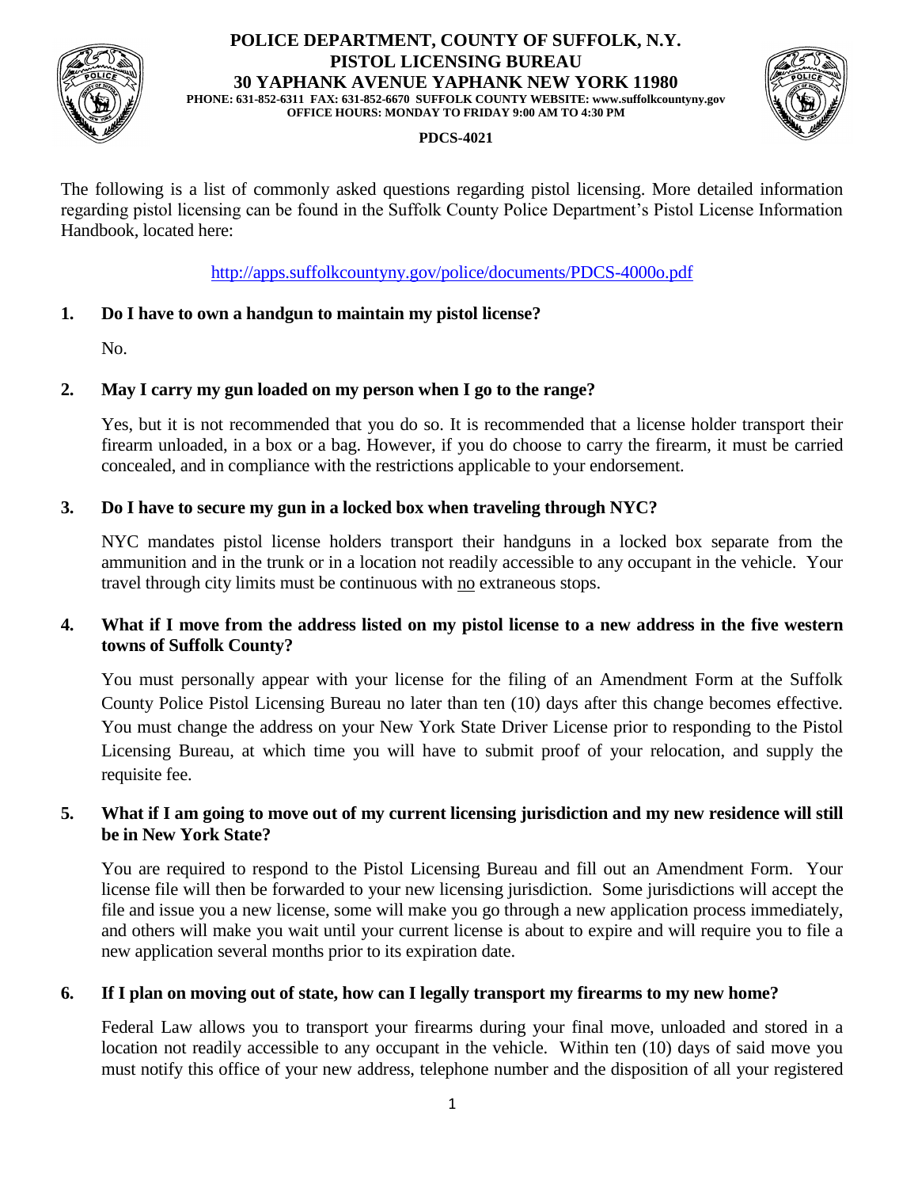# POLICE DEPARTMENT, COUNTY OF SUFFOLK, N.Y.
## PISTOL LICENSING BUREAU
### 30 YAPHANK AVENUE YAPHANK NEW YORK 11980

**PHONE: 631-852-6311 FAX: 631-852-6670 SUFFOLK COUNTY WEBSITE: www.suffolkcountyny.gov**
**OFFICE HOURS: MONDAY TO FRIDAY 9:00 AM TO 4:30 PM**

**PDCS-4021**

The following is a list of commonly asked questions regarding pistol licensing. More detailed information regarding pistol licensing can be found in the Suffolk County Police Department's Pistol License Information Handbook, located here:

http://apps.suffolkcountyny.gov/police/documents/PDCS-4000o.pdf

**1. Do I have to own a handgun to maintain my pistol license?**

No.

**2. May I carry my gun loaded on my person when I go to the range?**

Yes, but it is not recommended that you do so. It is recommended that a license holder transport their firearm unloaded, in a box or a bag. However, if you do choose to carry the firearm, it must be carried concealed, and in compliance with the restrictions applicable to your endorsement.

**3. Do I have to secure my gun in a locked box when traveling through NYC?**

NYC mandates pistol license holders transport their handguns in a locked box separate from the ammunition and in the trunk or in a location not readily accessible to any occupant in the vehicle. Your travel through city limits must be continuous with <u>no</u> extraneous stops.

**4. What if I move from the address listed on my pistol license to a new address in the five western towns of Suffolk County?**

You must personally appear with your license for the filing of an Amendment Form at the Suffolk County Police Pistol Licensing Bureau no later than ten (10) days after this change becomes effective. You must change the address on your New York State Driver License prior to responding to the Pistol Licensing Bureau, at which time you will have to submit proof of your relocation, and supply the requisite fee.

**5. What if I am going to move out of my current licensing jurisdiction and my new residence will still be in New York State?**

You are required to respond to the Pistol Licensing Bureau and fill out an Amendment Form. Your license file will then be forwarded to your new licensing jurisdiction. Some jurisdictions will accept the file and issue you a new license, some will make you go through a new application process immediately, and others will make you wait until your current license is about to expire and will require you to file a new application several months prior to its expiration date.

**6. If I plan on moving out of state, how can I legally transport my firearms to my new home?**

Federal Law allows you to transport your firearms during your final move, unloaded and stored in a location not readily accessible to any occupant in the vehicle. Within ten (10) days of said move you must notify this office of your new address, telephone number and the disposition of all your registered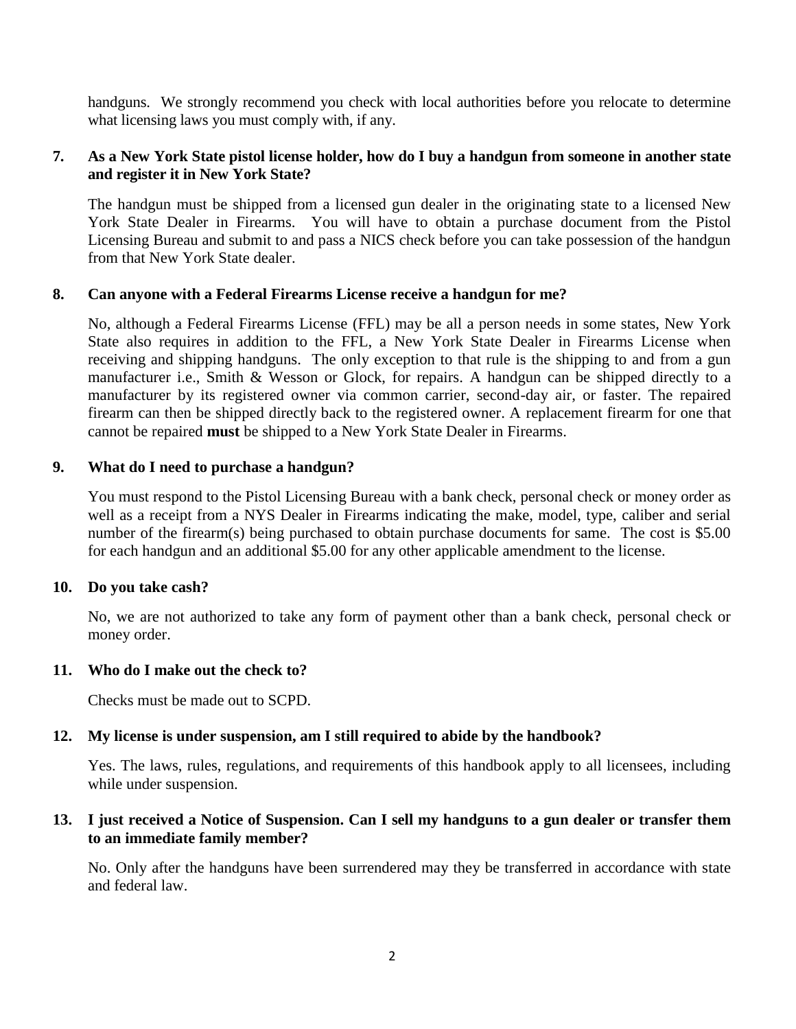handguns. We strongly recommend you check with local authorities before you relocate to determine what licensing laws you must comply with, if any.

**7. As a New York State pistol license holder, how do I buy a handgun from someone in another state and register it in New York State?**

The handgun must be shipped from a licensed gun dealer in the originating state to a licensed New York State Dealer in Firearms. You will have to obtain a purchase document from the Pistol Licensing Bureau and submit to and pass a NICS check before you can take possession of the handgun from that New York State dealer.

**8. Can anyone with a Federal Firearms License receive a handgun for me?**

No, although a Federal Firearms License (FFL) may be all a person needs in some states, New York State also requires in addition to the FFL, a New York State Dealer in Firearms License when receiving and shipping handguns. The only exception to that rule is the shipping to and from a gun manufacturer i.e., Smith & Wesson or Glock, for repairs. A handgun can be shipped directly to a manufacturer by its registered owner via common carrier, second-day air, or faster. The repaired firearm can then be shipped directly back to the registered owner. A replacement firearm for one that cannot be repaired **must** be shipped to a New York State Dealer in Firearms.

**9. What do I need to purchase a handgun?**

You must respond to the Pistol Licensing Bureau with a bank check, personal check or money order as well as a receipt from a NYS Dealer in Firearms indicating the make, model, type, caliber and serial number of the firearm(s) being purchased to obtain purchase documents for same. The cost is $5.00 for each handgun and an additional $5.00 for any other applicable amendment to the license.

**10. Do you take cash?**

No, we are not authorized to take any form of payment other than a bank check, personal check or money order.

**11. Who do I make out the check to?**

Checks must be made out to SCPD.

**12. My license is under suspension, am I still required to abide by the handbook?**

Yes. The laws, rules, regulations, and requirements of this handbook apply to all licensees, including while under suspension.

**13. I just received a Notice of Suspension. Can I sell my handguns to a gun dealer or transfer them to an immediate family member?**

No. Only after the handguns have been surrendered may they be transferred in accordance with state and federal law.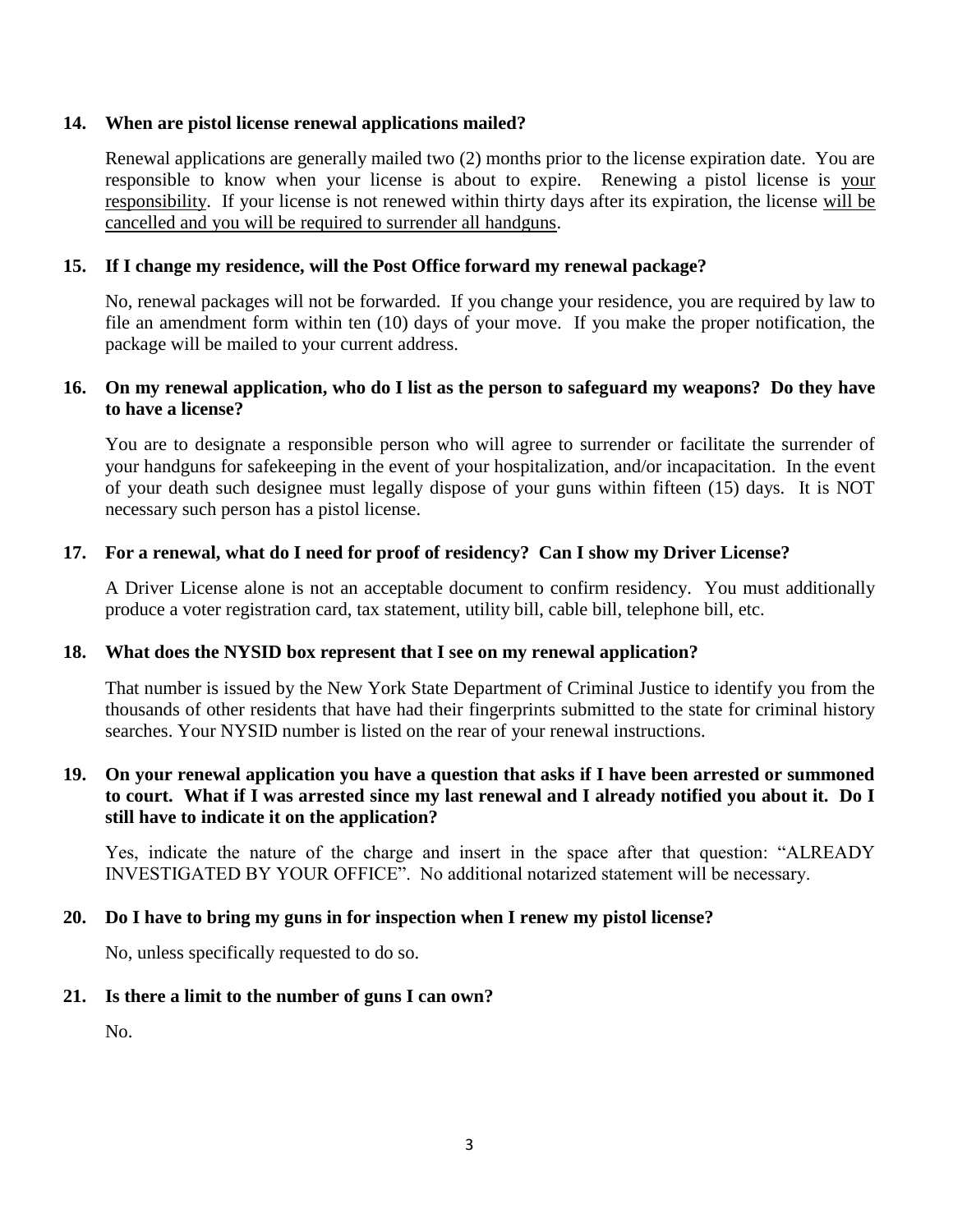**14. When are pistol license renewal applications mailed?**

Renewal applications are generally mailed two (2) months prior to the license expiration date. You are responsible to know when your license is about to expire. Renewing a pistol license is <u>your responsibility</u>. If your license is not renewed within thirty days after its expiration, the license <u>will be cancelled and you will be required to surrender all handguns</u>.

**15. If I change my residence, will the Post Office forward my renewal package?**

No, renewal packages will not be forwarded. If you change your residence, you are required by law to file an amendment form within ten (10) days of your move. If you make the proper notification, the package will be mailed to your current address.

**16. On my renewal application, who do I list as the person to safeguard my weapons? Do they have to have a license?**

You are to designate a responsible person who will agree to surrender or facilitate the surrender of your handguns for safekeeping in the event of your hospitalization, and/or incapacitation. In the event of your death such designee must legally dispose of your guns within fifteen (15) days. It is NOT necessary such person has a pistol license.

**17. For a renewal, what do I need for proof of residency? Can I show my Driver License?**

A Driver License alone is not an acceptable document to confirm residency. You must additionally produce a voter registration card, tax statement, utility bill, cable bill, telephone bill, etc.

**18. What does the NYSID box represent that I see on my renewal application?**

That number is issued by the New York State Department of Criminal Justice to identify you from the thousands of other residents that have had their fingerprints submitted to the state for criminal history searches. Your NYSID number is listed on the rear of your renewal instructions.

**19. On your renewal application you have a question that asks if I have been arrested or summoned to court. What if I was arrested since my last renewal and I already notified you about it. Do I still have to indicate it on the application?**

Yes, indicate the nature of the charge and insert in the space after that question: "ALREADY INVESTIGATED BY YOUR OFFICE". No additional notarized statement will be necessary.

**20. Do I have to bring my guns in for inspection when I renew my pistol license?**

No, unless specifically requested to do so.

**21. Is there a limit to the number of guns I can own?**

No.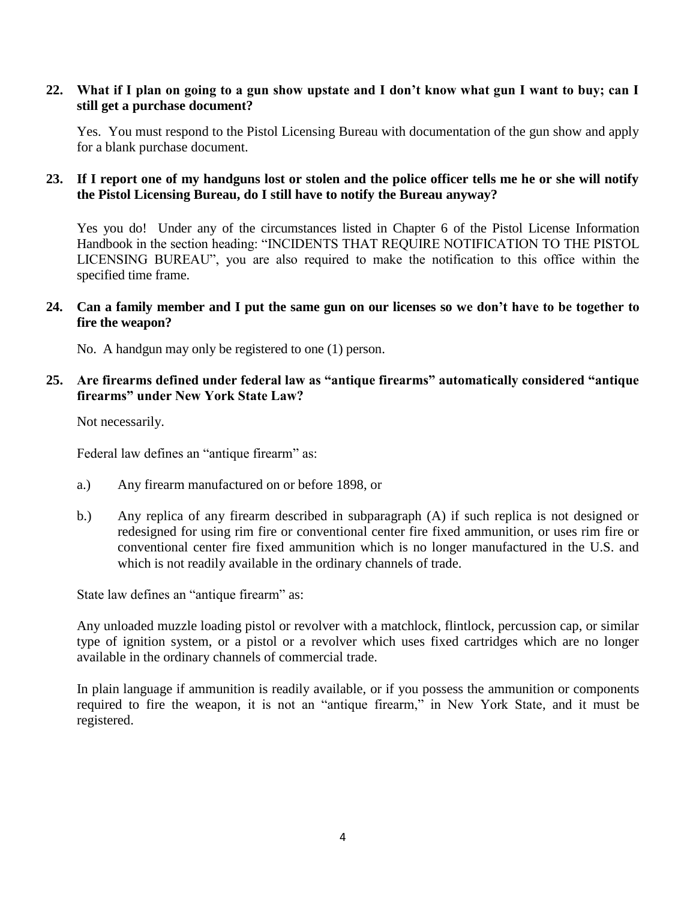**22. What if I plan on going to a gun show upstate and I don't know what gun I want to buy; can I still get a purchase document?**

Yes. You must respond to the Pistol Licensing Bureau with documentation of the gun show and apply for a blank purchase document.

**23. If I report one of my handguns lost or stolen and the police officer tells me he or she will notify the Pistol Licensing Bureau, do I still have to notify the Bureau anyway?**

Yes you do! Under any of the circumstances listed in Chapter 6 of the Pistol License Information Handbook in the section heading: "INCIDENTS THAT REQUIRE NOTIFICATION TO THE PISTOL LICENSING BUREAU", you are also required to make the notification to this office within the specified time frame.

**24. Can a family member and I put the same gun on our licenses so we don't have to be together to fire the weapon?**

No. A handgun may only be registered to one (1) person.

**25. Are firearms defined under federal law as "antique firearms" automatically considered "antique firearms" under New York State Law?**

Not necessarily.

Federal law defines an "antique firearm" as:

a.) Any firearm manufactured on or before 1898, or

b.) Any replica of any firearm described in subparagraph (A) if such replica is not designed or redesigned for using rim fire or conventional center fire fixed ammunition, or uses rim fire or conventional center fire fixed ammunition which is no longer manufactured in the U.S. and which is not readily available in the ordinary channels of trade.

State law defines an "antique firearm" as:

Any unloaded muzzle loading pistol or revolver with a matchlock, flintlock, percussion cap, or similar type of ignition system, or a pistol or a revolver which uses fixed cartridges which are no longer available in the ordinary channels of commercial trade.

In plain language if ammunition is readily available, or if you possess the ammunition or components required to fire the weapon, it is not an "antique firearm," in New York State, and it must be registered.